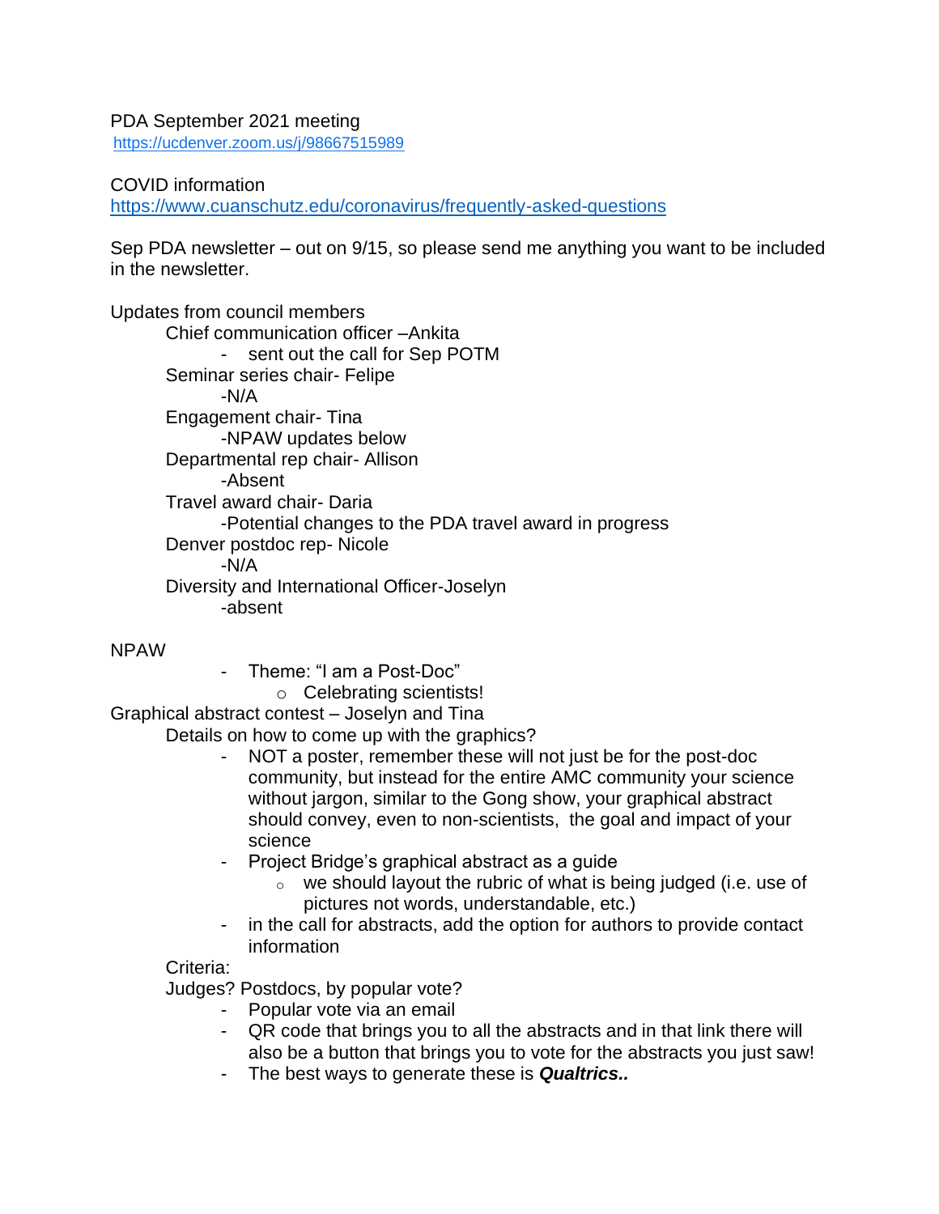PDA September 2021 meeting
https://ucdenver.zoom.us/j/98667515989

COVID information
https://www.cuanschutz.edu/coronavirus/frequently-asked-questions

Sep PDA newsletter – out on 9/15, so please send me anything you want to be included in the newsletter.

Updates from council members

- Chief communication officer –Ankita
  - sent out the call for Sep POTM
- Seminar series chair- Felipe
  - -N/A
- Engagement chair- Tina
  - -NPAW updates below
- Departmental rep chair- Allison
  - -Absent
- Travel award chair- Daria
  - -Potential changes to the PDA travel award in progress
- Denver postdoc rep- Nicole
  - -N/A
- Diversity and International Officer-Joselyn
  - -absent

NPAW

- Theme: "I am a Post-Doc"
  - Celebrating scientists!

Graphical abstract contest – Joselyn and Tina

Details on how to come up with the graphics?

- NOT a poster, remember these will not just be for the post-doc community, but instead for the entire AMC community your science without jargon, similar to the Gong show, your graphical abstract should convey, even to non-scientists, the goal and impact of your science
- Project Bridge's graphical abstract as a guide
  - we should layout the rubric of what is being judged (i.e. use of pictures not words, understandable, etc.)
- in the call for abstracts, add the option for authors to provide contact information

Criteria:

Judges? Postdocs, by popular vote?

- Popular vote via an email
- QR code that brings you to all the abstracts and in that link there will also be a button that brings you to vote for the abstracts you just saw!
- The best ways to generate these is ***Qualtrics..***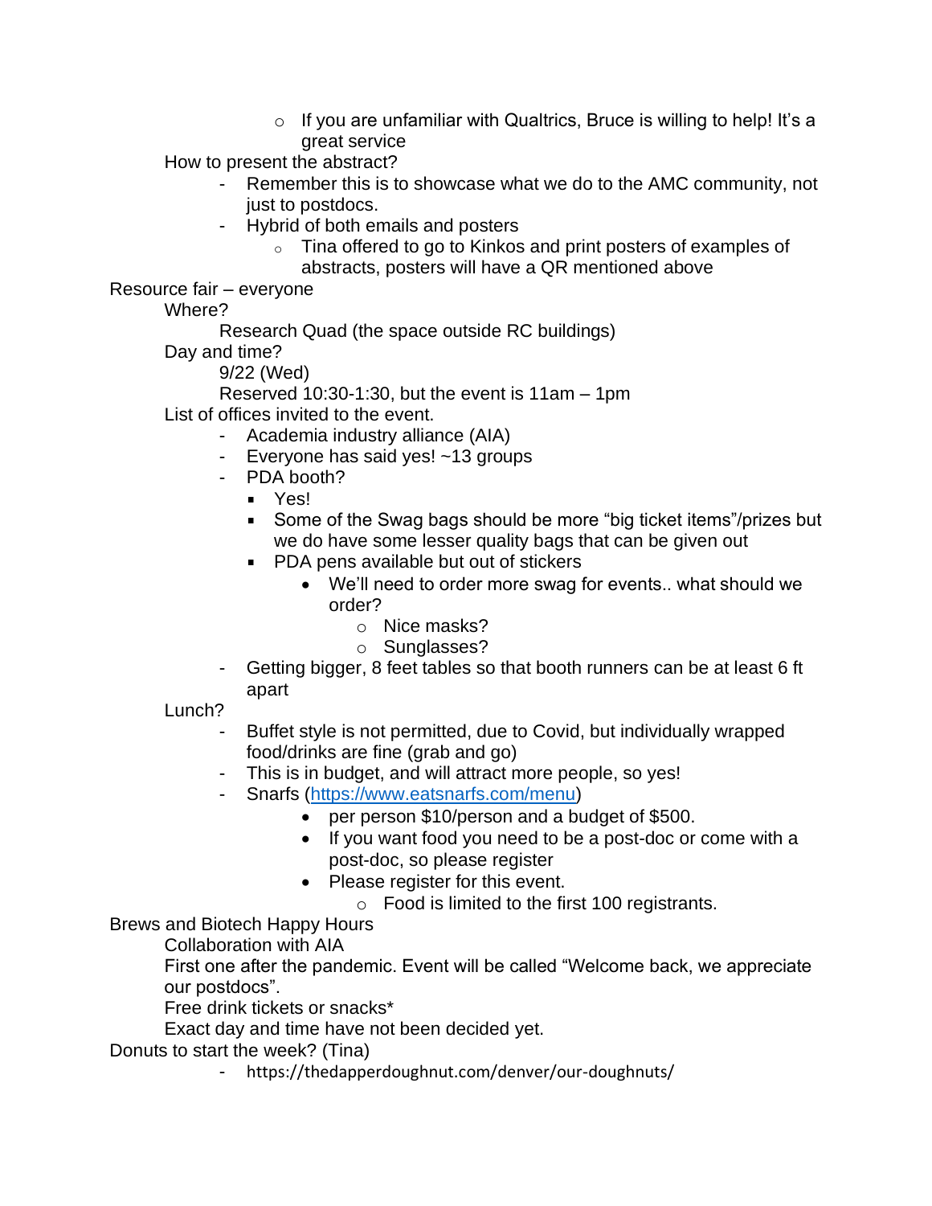- If you are unfamiliar with Qualtrics, Bruce is willing to help! It's a great service

- How to present the abstract?
  - Remember this is to showcase what we do to the AMC community, not just to postdocs.
  - Hybrid of both emails and posters
    - Tina offered to go to Kinkos and print posters of examples of abstracts, posters will have a QR mentioned above

Resource fair – everyone

- Where?
  - Research Quad (the space outside RC buildings)
- Day and time?
  - 9/22 (Wed)
  - Reserved 10:30-1:30, but the event is 11am – 1pm
- List of offices invited to the event.
  - Academia industry alliance (AIA)
  - Everyone has said yes! ~13 groups
  - PDA booth?
    - Yes!
    - Some of the Swag bags should be more "big ticket items"/prizes but we do have some lesser quality bags that can be given out
    - PDA pens available but out of stickers
      - We'll need to order more swag for events.. what should we order?
        - Nice masks?
        - Sunglasses?
  - Getting bigger, 8 feet tables so that booth runners can be at least 6 ft apart
- Lunch?
  - Buffet style is not permitted, due to Covid, but individually wrapped food/drinks are fine (grab and go)
  - This is in budget, and will attract more people, so yes!
  - Snarfs ([https://www.eatsnarfs.com/menu](https://www.eatsnarfs.com/menu))
    - per person $10/person and a budget of $500.
    - If you want food you need to be a post-doc or come with a post-doc, so please register
    - Please register for this event.
      - Food is limited to the first 100 registrants.

Brews and Biotech Happy Hours

- Collaboration with AIA
- First one after the pandemic. Event will be called "Welcome back, we appreciate our postdocs".
- Free drink tickets or snacks*
- Exact day and time have not been decided yet.

Donuts to start the week? (Tina)

- https://thedapperdoughnut.com/denver/our-doughnuts/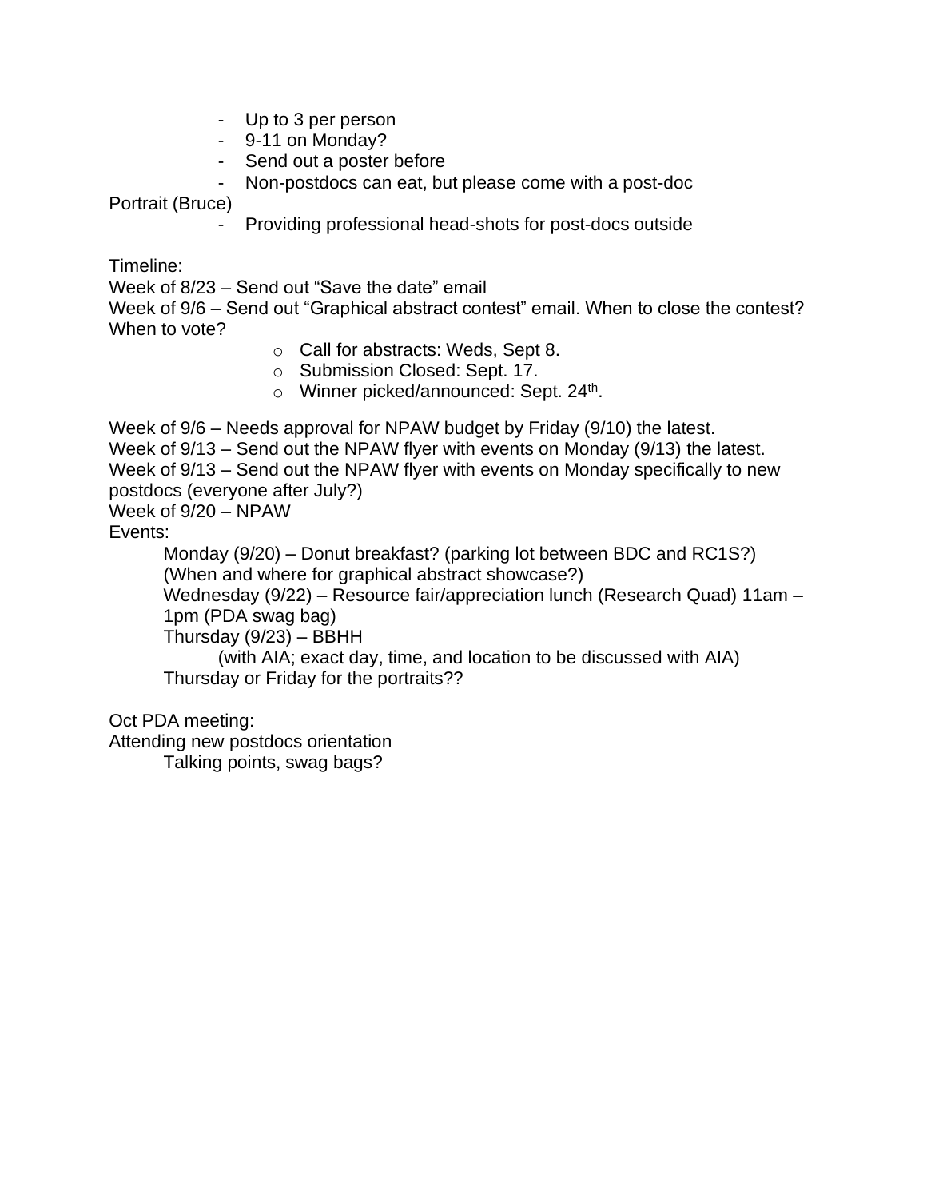- Up to 3 per person
- 9-11 on Monday?
- Send out a poster before
- Non-postdocs can eat, but please come with a post-doc

Portrait (Bruce)

- Providing professional head-shots for post-docs outside

Timeline:

Week of 8/23 – Send out "Save the date" email

Week of 9/6 – Send out "Graphical abstract contest" email. When to close the contest? When to vote?

- Call for abstracts: Weds, Sept 8.
- Submission Closed: Sept. 17.
- Winner picked/announced: Sept. 24th.

Week of 9/6 – Needs approval for NPAW budget by Friday (9/10) the latest.

Week of 9/13 – Send out the NPAW flyer with events on Monday (9/13) the latest.

Week of 9/13 – Send out the NPAW flyer with events on Monday specifically to new postdocs (everyone after July?)

Week of 9/20 – NPAW

Events:

Monday (9/20) – Donut breakfast? (parking lot between BDC and RC1S?)
(When and where for graphical abstract showcase?)

Wednesday (9/22) – Resource fair/appreciation lunch (Research Quad) 11am – 1pm (PDA swag bag)

Thursday (9/23) – BBHH
(with AIA; exact day, time, and location to be discussed with AIA)

Thursday or Friday for the portraits??

Oct PDA meeting:

Attending new postdocs orientation

Talking points, swag bags?